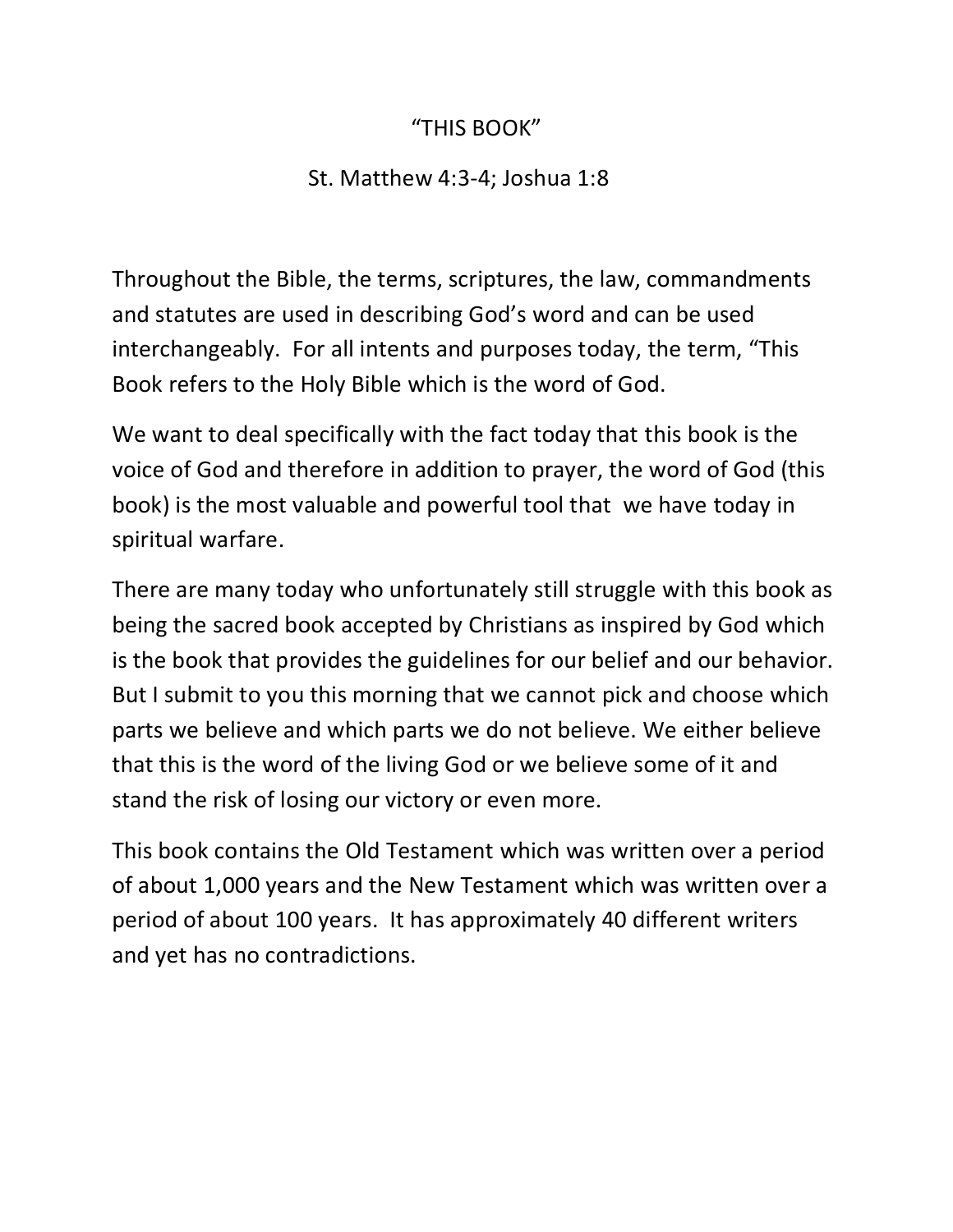# "THIS BOOK"

St. Matthew 4:3-4; Joshua 1:8

Throughout the Bible, the terms, scriptures, the law, commandments and statutes are used in describing God's word and can be used interchangeably. For all intents and purposes today, the term, "This Book refers to the Holy Bible which is the word of God.

We want to deal specifically with the fact today that this book is the voice of God and therefore in addition to prayer, the word of God (this book) is the most valuable and powerful tool that we have today in spiritual warfare.

There are many today who unfortunately still struggle with this book as being the sacred book accepted by Christians as inspired by God which is the book that provides the guidelines for our belief and our behavior. But I submit to you this morning that we cannot pick and choose which parts we believe and which parts we do not believe. We either believe that this is the word of the living God or we believe some of it and stand the risk of losing our victory or even more.

This book contains the Old Testament which was written over a period of about 1,000 years and the New Testament which was written over a period of about 100 years. It has approximately 40 different writers and yet has no contradictions.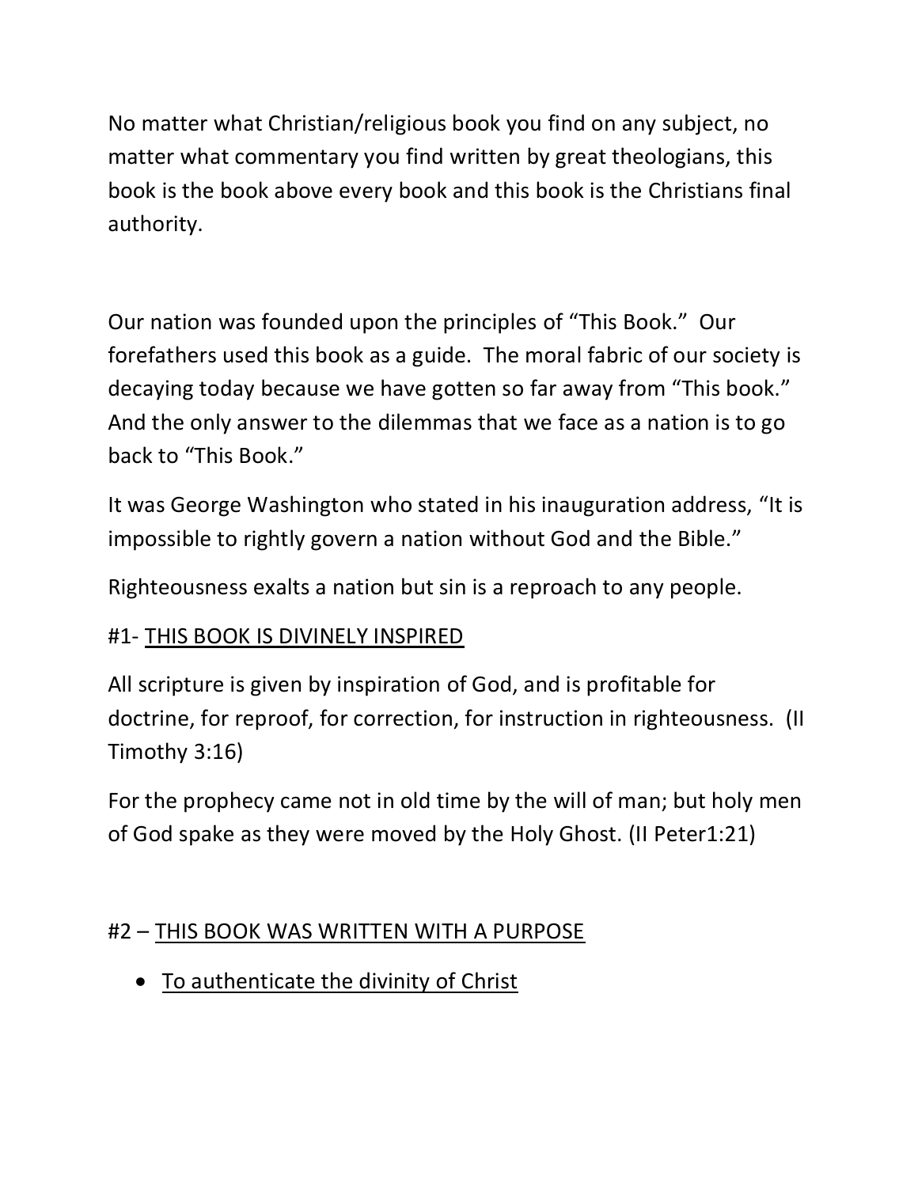No matter what Christian/religious book you find on any subject, no matter what commentary you find written by great theologians, this book is the book above every book and this book is the Christians final authority.

Our nation was founded upon the principles of "This Book." Our forefathers used this book as a guide. The moral fabric of our society is decaying today because we have gotten so far away from "This book." And the only answer to the dilemmas that we face as a nation is to go back to "This Book."

It was George Washington who stated in his inauguration address, "It is impossible to rightly govern a nation without God and the Bible."

Righteousness exalts a nation but sin is a reproach to any people.

#1- <u>THIS BOOK IS DIVINELY INSPIRED</u>

All scripture is given by inspiration of God, and is profitable for doctrine, for reproof, for correction, for instruction in righteousness. (II Timothy 3:16)

For the prophecy came not in old time by the will of man; but holy men of God spake as they were moved by the Holy Ghost. (II Peter1:21)

#2 – <u>THIS BOOK WAS WRITTEN WITH A PURPOSE</u>

- <u>To authenticate the divinity of Christ</u>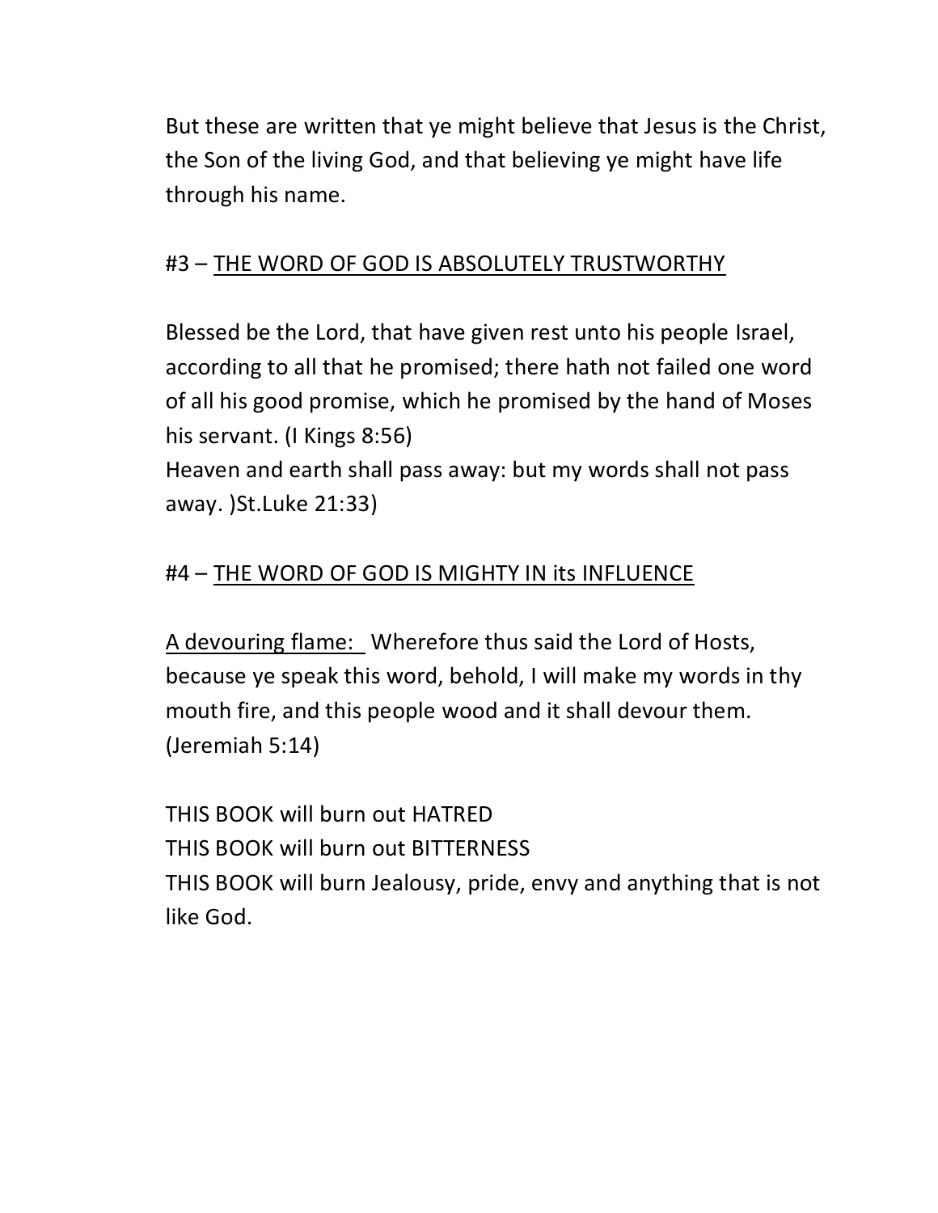But these are written that ye might believe that Jesus is the Christ, the Son of the living God, and that believing ye might have life through his name.

#3 – <u>THE WORD OF GOD IS ABSOLUTELY TRUSTWORTHY</u>

Blessed be the Lord, that have given rest unto his people Israel, according to all that he promised; there hath not failed one word of all his good promise, which he promised by the hand of Moses his servant. (I Kings 8:56)
Heaven and earth shall pass away: but my words shall not pass away. )St.Luke 21:33)

#4 – <u>THE WORD OF GOD IS MIGHTY IN its INFLUENCE</u>

<u>A devouring flame:</u> Wherefore thus said the Lord of Hosts, because ye speak this word, behold, I will make my words in thy mouth fire, and this people wood and it shall devour them. (Jeremiah 5:14)

THIS BOOK will burn out HATRED
THIS BOOK will burn out BITTERNESS
THIS BOOK will burn Jealousy, pride, envy and anything that is not like God.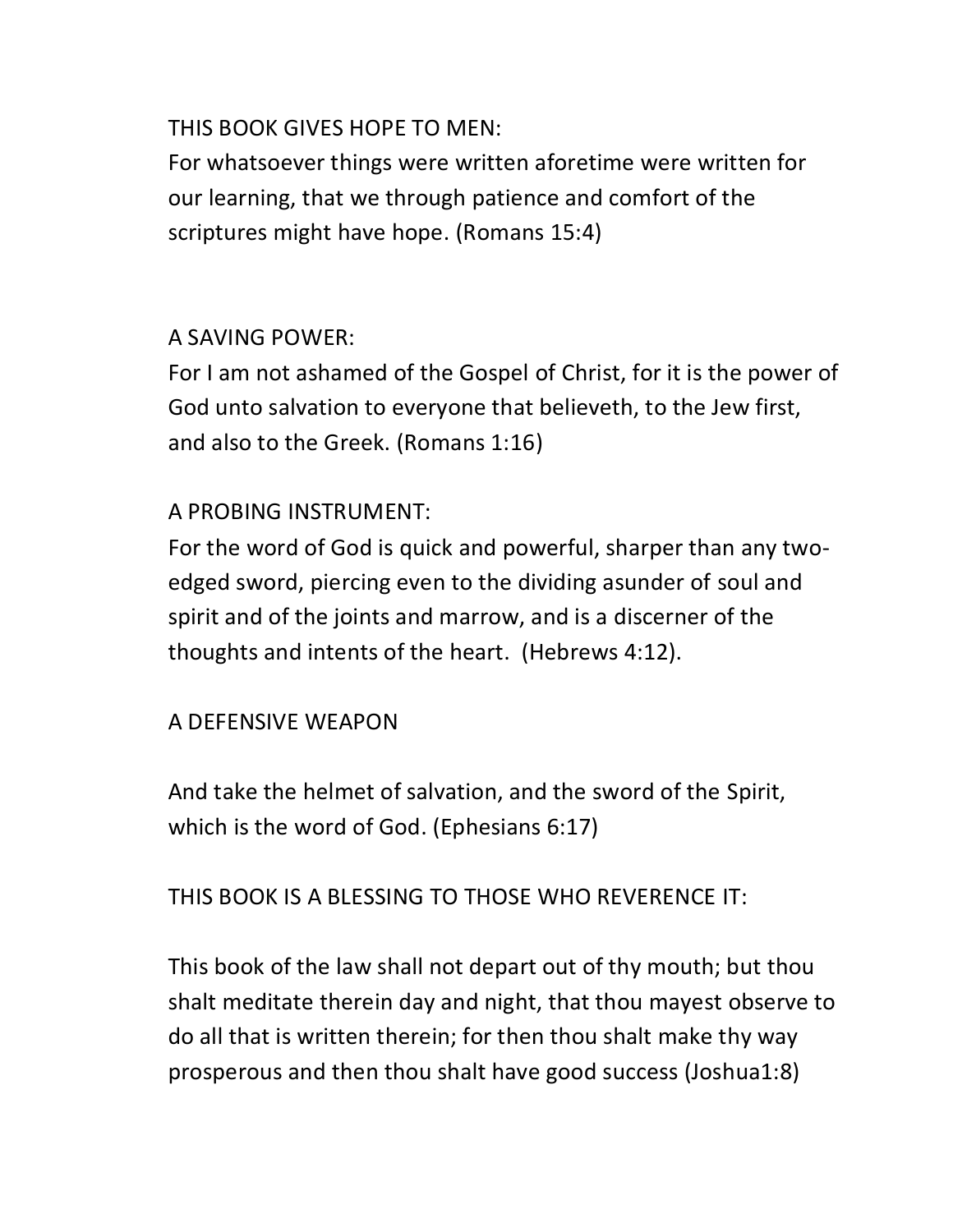THIS BOOK GIVES HOPE TO MEN:
For whatsoever things were written aforetime were written for our learning, that we through patience and comfort of the scriptures might have hope. (Romans 15:4)

A SAVING POWER:
For I am not ashamed of the Gospel of Christ, for it is the power of God unto salvation to everyone that believeth, to the Jew first, and also to the Greek. (Romans 1:16)

A PROBING INSTRUMENT:
For the word of God is quick and powerful, sharper than any two-edged sword, piercing even to the dividing asunder of soul and spirit and of the joints and marrow, and is a discerner of the thoughts and intents of the heart. (Hebrews 4:12).

A DEFENSIVE WEAPON

And take the helmet of salvation, and the sword of the Spirit, which is the word of God. (Ephesians 6:17)

THIS BOOK IS A BLESSING TO THOSE WHO REVERENCE IT:

This book of the law shall not depart out of thy mouth; but thou shalt meditate therein day and night, that thou mayest observe to do all that is written therein; for then thou shalt make thy way prosperous and then thou shalt have good success (Joshua1:8)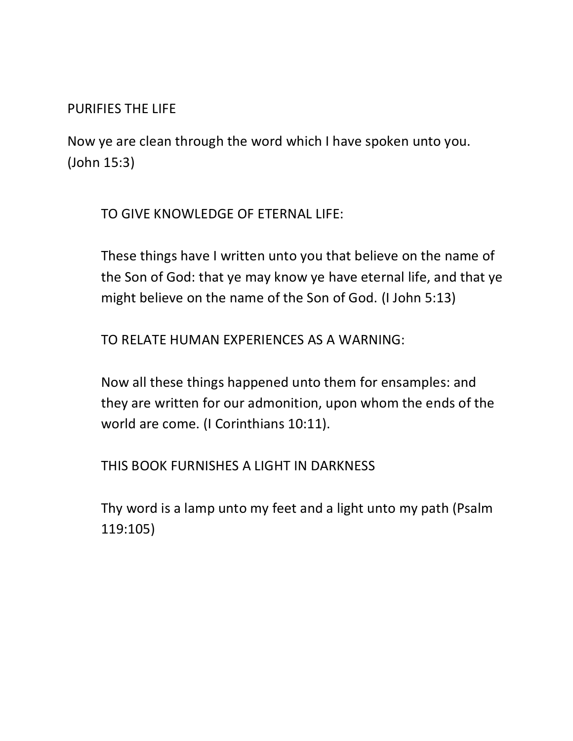PURIFIES THE LIFE

Now ye are clean through the word which I have spoken unto you. (John 15:3)

TO GIVE KNOWLEDGE OF ETERNAL LIFE:

These things have I written unto you that believe on the name of the Son of God: that ye may know ye have eternal life, and that ye might believe on the name of the Son of God. (I John 5:13)

TO RELATE HUMAN EXPERIENCES AS A WARNING:

Now all these things happened unto them for ensamples: and they are written for our admonition, upon whom the ends of the world are come. (I Corinthians 10:11).

THIS BOOK FURNISHES A LIGHT IN DARKNESS

Thy word is a lamp unto my feet and a light unto my path (Psalm 119:105)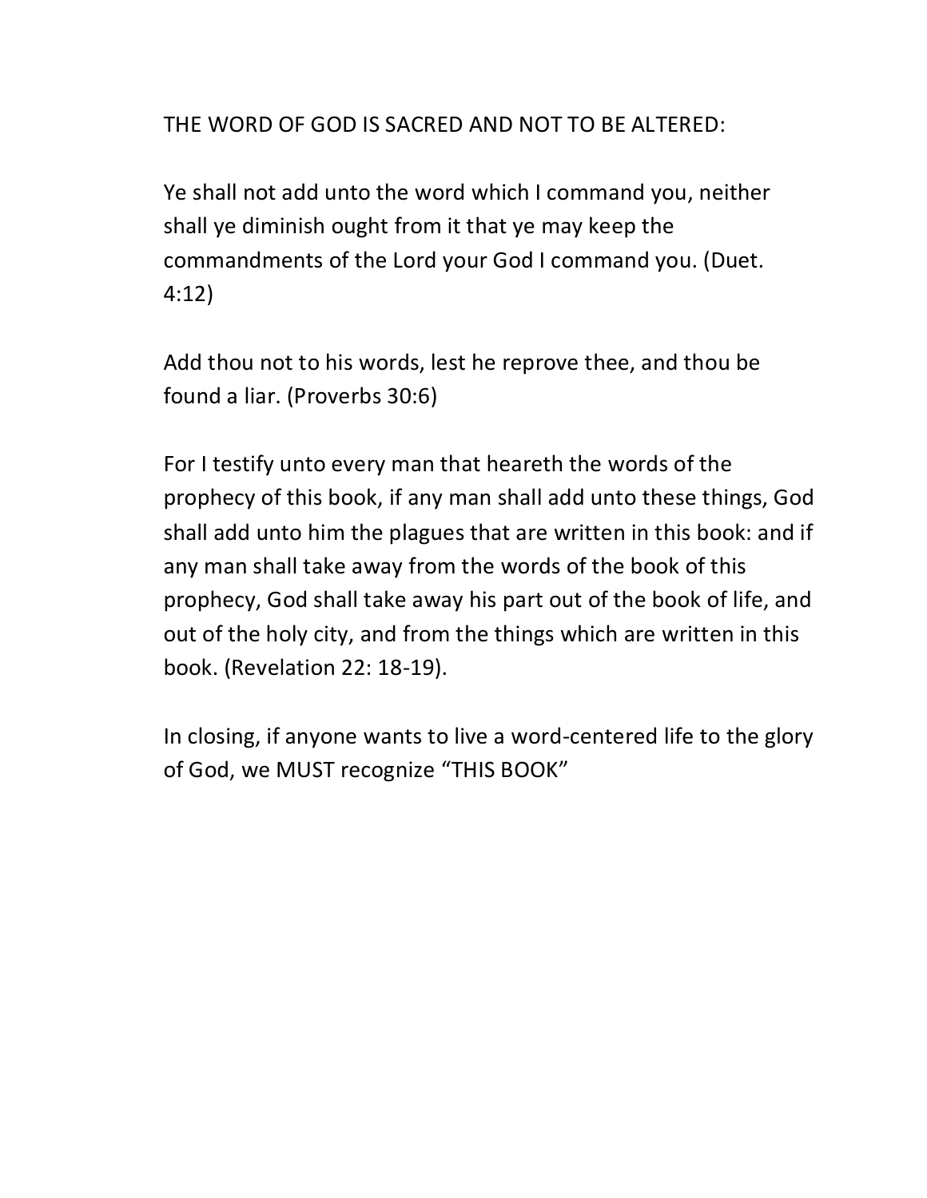THE WORD OF GOD IS SACRED AND NOT TO BE ALTERED:

Ye shall not add unto the word which I command you, neither shall ye diminish ought from it that ye may keep the commandments of the Lord your God I command you. (Duet. 4:12)

Add thou not to his words, lest he reprove thee, and thou be found a liar. (Proverbs 30:6)

For I testify unto every man that heareth the words of the prophecy of this book, if any man shall add unto these things, God shall add unto him the plagues that are written in this book: and if any man shall take away from the words of the book of this prophecy, God shall take away his part out of the book of life, and out of the holy city, and from the things which are written in this book. (Revelation 22: 18-19).

In closing, if anyone wants to live a word-centered life to the glory of God, we MUST recognize "THIS BOOK"